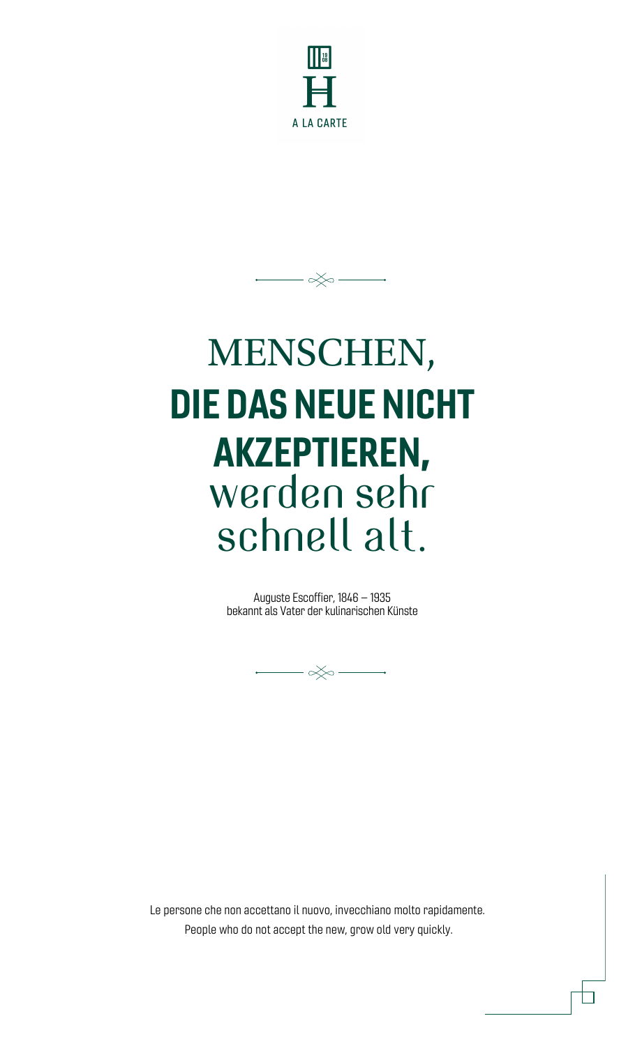H

A LA CARTE

# MENSCHEN, **DIE DAS NEUE NICHT AKZEPTIEREN,** werden sehr schnell alt.

Auguste Escoffier, 1846 – 1935
bekannt als Vater der kulinarischen Künste

Le persone che non accettano il nuovo, invecchiano molto rapidamente.
People who do not accept the new, grow old very quickly.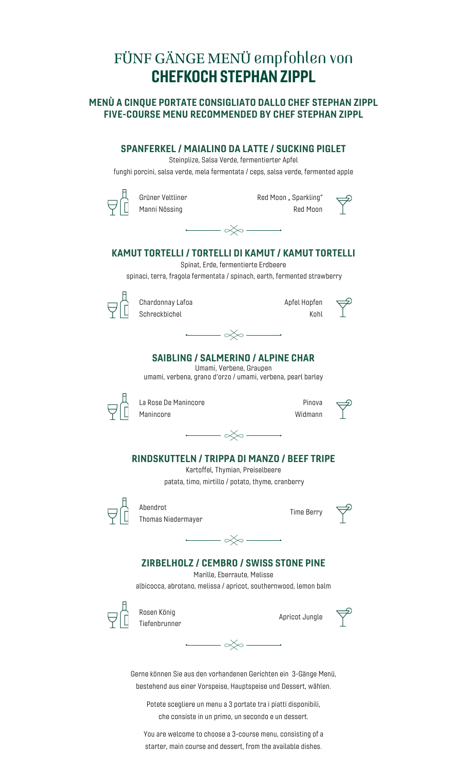# FÜNF GÄNGE MENÜ empfohlen von **CHEFKOCH STEPHAN ZIPPL**

## MENÙ A CINQUE PORTATE CONSIGLIATO DALLO CHEF STEPHAN ZIPPL
## FIVE-COURSE MENU RECOMMENDED BY CHEF STEPHAN ZIPPL

### SPANFERKEL / MAIALINO DA LATTE / SUCKING PIGLET

Steinplize, Salsa Verde, fermentierter Apfel

funghi porcini, salsa verde, mela fermentata / ceps, salsa verde, fermented apple

Grüner Veltliner
Manni Nössing

Red Moon „ Sparkling"
Red Moon

### KAMUT TORTELLI / TORTELLI DI KAMUT / KAMUT TORTELLI

Spinat, Erde, fermentierte Erdbeere

spinaci, terra, fragola fermentata / spinach, earth, fermented strawberry

Chardonnay Lafoa
Schreckbichel

Apfel Hopfen
Kohl

### SAIBLING / SALMERINO / ALPINE CHAR

Umami, Verbene, Graupen

umami, verbena, grano d'orzo / umami, verbena, pearl barley

La Rose De Manincore
Manincore

Pinova
Widmann

### RINDSKUTTELN / TRIPPA DI MANZO / BEEF TRIPE

Kartoffel, Thymian, Preiselbeere

patata, timo, mirtillo / potato, thyme, cranberry

Abendrot
Thomas Niedermayer

Time Berry

### ZIRBELHOLZ / CEMBRO / SWISS STONE PINE

Marille, Eberraute, Melisse

albicocca, abrotano, melissa / apricot, southernwood, lemon balm

Rosen König
Tiefenbrunner

Apricot Jungle

Gerne können Sie aus den vorhandenen Gerichten ein 3-Gänge Menü, bestehend aus einer Vorspeise, Hauptspeise und Dessert, wählen.

Potete scegliere un menu a 3 portate tra i piatti disponibili, che consiste in un primo, un secondo e un dessert.

You are welcome to choose a 3-course menu, consisting of a starter, main course and dessert, from the available dishes.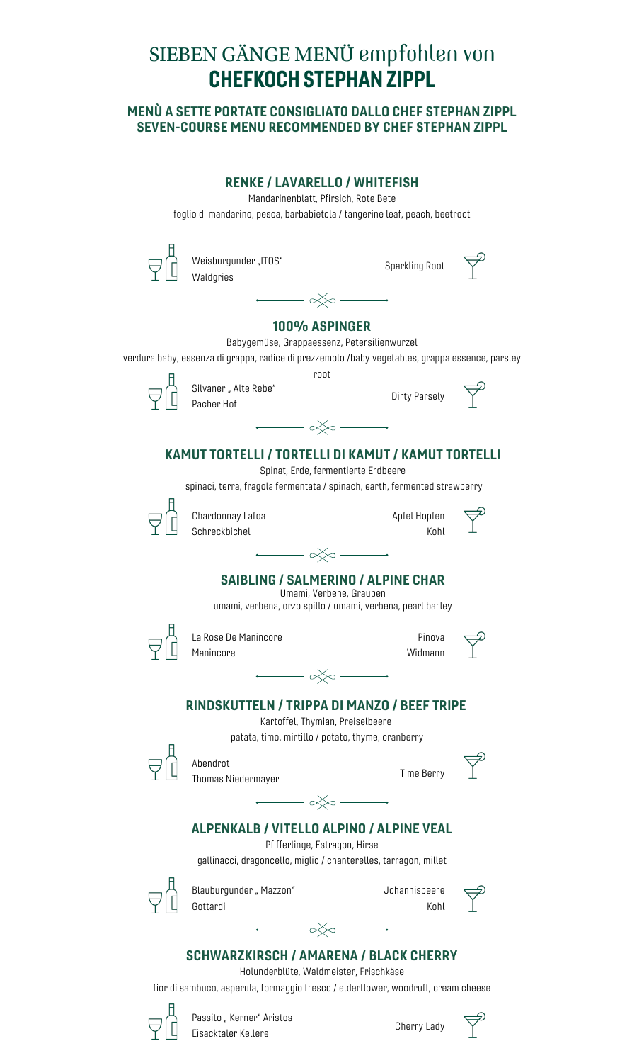# SIEBEN GÄNGE MENÜ empfohlen von **CHEFKOCH STEPHAN ZIPPL**

**MENÙ A SETTE PORTATE CONSIGLIATO DALLO CHEF STEPHAN ZIPPL**
**SEVEN-COURSE MENU RECOMMENDED BY CHEF STEPHAN ZIPPL**

## RENKE / LAVARELLO / WHITEFISH

Mandarinenblatt, Pfirsich, Rote Bete

foglio di mandarino, pesca, barbabietola / tangerine leaf, peach, beetroot

Weisburgunder „ITOS"
Waldgries

Sparkling Root

## 100% ASPINGER

Babygemüse, Grappaessenz, Petersilienwurzel

verdura baby, essenza di grappa, radice di prezzemolo /baby vegetables, grappa essence, parsley root

Silvaner „ Alte Rebe"
Pacher Hof

Dirty Parsely

## KAMUT TORTELLI / TORTELLI DI KAMUT / KAMUT TORTELLI

Spinat, Erde, fermentierte Erdbeere

spinaci, terra, fragola fermentata / spinach, earth, fermented strawberry

Chardonnay Lafoa
Schreckbichel

Apfel Hopfen
Kohl

## SAIBLING / SALMERINO / ALPINE CHAR

Umami, Verbene, Graupen

umami, verbena, orzo spillo / umami, verbena, pearl barley

La Rose De Manincore
Manincore

Pinova
Widmann

## RINDSKUTTELN / TRIPPA DI MANZO / BEEF TRIPE

Kartoffel, Thymian, Preiselbeere

patata, timo, mirtillo / potato, thyme, cranberry

Abendrot
Thomas Niedermayer

Time Berry

## ALPENKALB / VITELLO ALPINO / ALPINE VEAL

Pfifferlinge, Estragon, Hirse

gallinacci, dragoncello, miglio / chanterelles, tarragon, millet

Blauburgunder „ Mazzon"
Gottardi

Johannisbeere
Kohl

## SCHWARZKIRSCH / AMARENA / BLACK CHERRY

Holunderblüte, Waldmeister, Frischkäse

fior di sambuco, asperula, formaggio fresco / elderflower, woodruff, cream cheese

Passito „ Kerner" Aristos
Eisacktaler Kellerei

Cherry Lady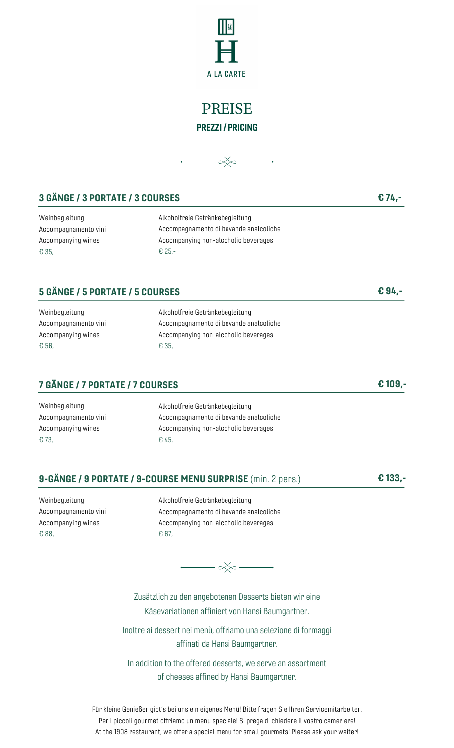A LA CARTE

# PREISE

**PREZZI / PRICING**

## 3 GÄNGE / 3 PORTATE / 3 COURSES — € 74,-

| Weinbegleitung<br>Accompagnamento vini<br>Accompanying wines | Alkoholfreie Getränkebegleitung<br>Accompagnamento di bevande analcoliche<br>Accompanying non-alcoholic beverages |
|---|---|
| € 35,- | € 25,- |

## 5 GÄNGE / 5 PORTATE / 5 COURSES — € 94,-

| Weinbegleitung<br>Accompagnamento vini<br>Accompanying wines | Alkoholfreie Getränkebegleitung<br>Accompagnamento di bevande analcoliche<br>Accompanying non-alcoholic beverages |
|---|---|
| € 56,- | € 35,- |

## 7 GÄNGE / 7 PORTATE / 7 COURSES — € 109,-

| Weinbegleitung<br>Accompagnamento vini<br>Accompanying wines | Alkoholfreie Getränkebegleitung<br>Accompagnamento di bevande analcoliche<br>Accompanying non-alcoholic beverages |
|---|---|
| € 73,- | € 45,- |

## 9-GÄNGE / 9 PORTATE / 9-COURSE MENU SURPRISE (min. 2 pers.) — € 133,-

| Weinbegleitung<br>Accompagnamento vini<br>Accompanying wines | Alkoholfreie Getränkebegleitung<br>Accompagnamento di bevande analcoliche<br>Accompanying non-alcoholic beverages |
|---|---|
| € 88,- | € 67,- |

Zusätzlich zu den angebotenen Desserts bieten wir eine Käsevariationen affiniert von Hansi Baumgartner.

Inoltre ai dessert nei menù, offriamo una selezione di formaggi affinati da Hansi Baumgartner.

In addition to the offered desserts, we serve an assortment of cheeses affined by Hansi Baumgartner.

Für kleine Genießer gibt's bei uns ein eigenes Menü! Bitte fragen Sie Ihren Servicemitarbeiter.
Per i piccoli gourmet offriamo un menu speciale! Si prega di chiedere il vostro cameriere!
At the 1908 restaurant, we offer a special menu for small gourmets! Please ask your waiter!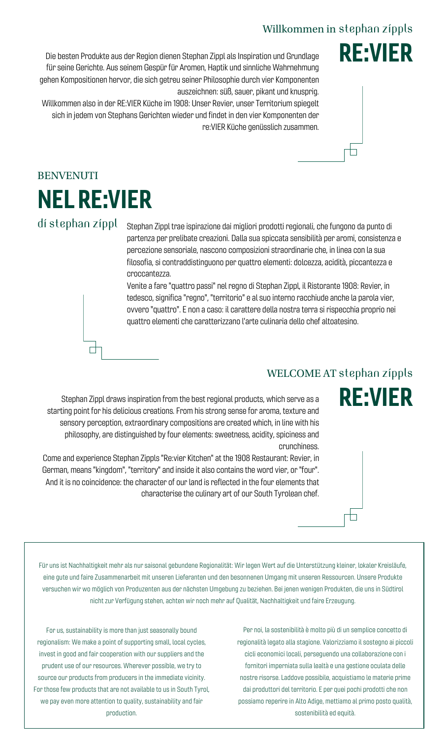Willkommen in stephan zíppls

# RE:VIER

Die besten Produkte aus der Region dienen Stephan Zippl als Inspiration und Grundlage für seine Gerichte. Aus seinem Gespür für Aromen, Haptik und sinnliche Wahrnehmung gehen Kompositionen hervor, die sich getreu seiner Philosophie durch vier Komponenten auszeichnen: süß, sauer, pikant und knusprig.

Willkommen also in der RE:VIER Küche im 1908: Unser Revier, unser Territorium spiegelt sich in jedem von Stephans Gerichten wieder und findet in den vier Komponenten der re:VIER Küche genüsslich zusammen.

BENVENUTI

# NEL RE:VIER

dí stephan zíppl

Stephan Zippl trae ispirazione dai migliori prodotti regionali, che fungono da punto di partenza per prelibate creazioni. Dalla sua spiccata sensibilità per aromi, consistenza e percezione sensoriale, nascono composizioni straordinarie che, in linea con la sua filosofia, si contraddistinguono per quattro elementi: dolcezza, acidità, piccantezza e croccantezza.

Venite a fare "quattro passi" nel regno di Stephan Zippl, il Ristorante 1908: Revier, in tedesco, significa "regno", "territorio" e al suo interno racchiude anche la parola vier, ovvero "quattro". E non a caso: il carattere della nostra terra si rispecchia proprio nei quattro elementi che caratterizzano l'arte culinaria dello chef altoatesino.

WELCOME AT stephan zíppls

# RE:VIER

Stephan Zippl draws inspiration from the best regional products, which serve as a starting point for his delicious creations. From his strong sense for aroma, texture and sensory perception, extraordinary compositions are created which, in line with his philosophy, are distinguished by four elements: sweetness, acidity, spiciness and crunchiness.

Come and experience Stephan Zippls "Re:vier Kitchen" at the 1908 Restaurant: Revier, in German, means "kingdom", "territory" and inside it also contains the word vier, or "four". And it is no coincidence: the character of our land is reflected in the four elements that characterise the culinary art of our South Tyrolean chef.

Für uns ist Nachhaltigkeit mehr als nur saisonal gebundene Regionalität: Wir legen Wert auf die Unterstützung kleiner, lokaler Kreisläufe, eine gute und faire Zusammenarbeit mit unseren Lieferanten und den besonnenen Umgang mit unseren Ressourcen. Unsere Produkte versuchen wir wo möglich von Produzenten aus der nächsten Umgebung zu beziehen. Bei jenen wenigen Produkten, die uns in Südtirol nicht zur Verfügung stehen, achten wir noch mehr auf Qualität, Nachhaltigkeit und faire Erzeugung.

For us, sustainability is more than just seasonally bound regionalism: We make a point of supporting small, local cycles, invest in good and fair cooperation with our suppliers and the prudent use of our resources. Wherever possible, we try to source our products from producers in the immediate vicinity. For those few products that are not available to us in South Tyrol, we pay even more attention to quality, sustainability and fair production.

Per noi, la sostenibilità è molto più di un semplice concetto di regionalità legato alla stagione. Valorizziamo il sostegno ai piccoli cicli economici locali, perseguendo una collaborazione con i fornitori imperniata sulla lealtà e una gestione oculata delle nostre risorse. Laddove possibile, acquistiamo le materie prime dai produttori del territorio. E per quei pochi prodotti che non possiamo reperire in Alto Adige, mettiamo al primo posto qualità, sostenibilità ed equità.